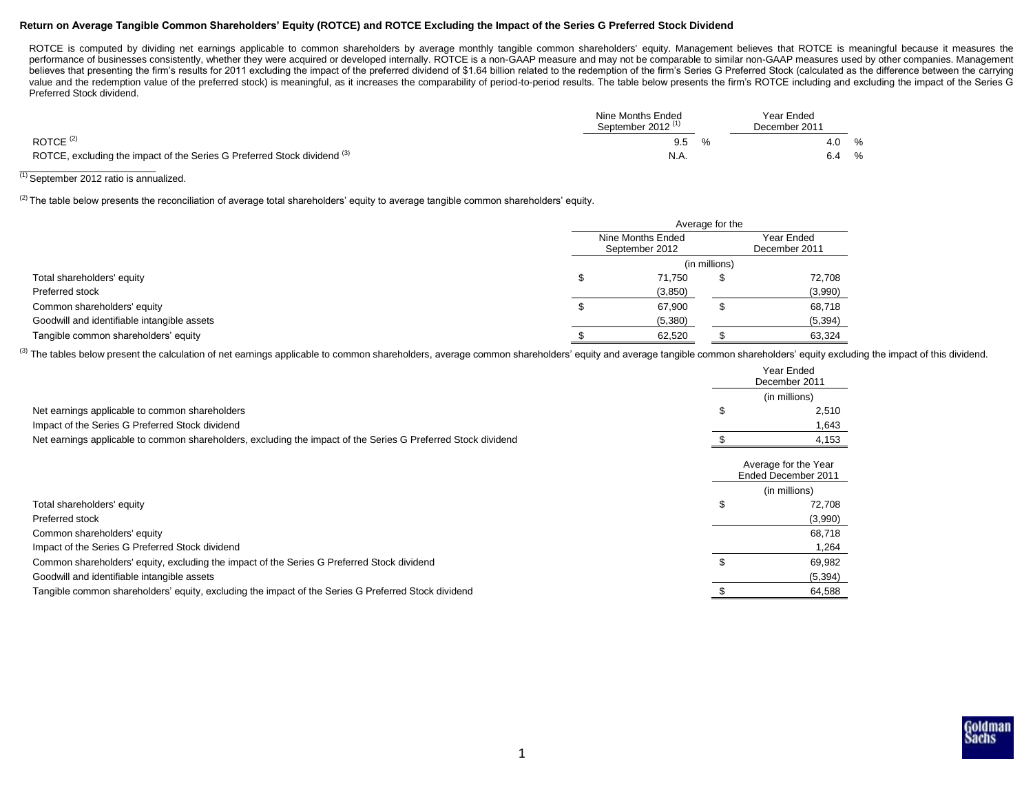### Return on Average Tangible Common Shareholders' Equity (ROTCE) and ROTCE Excluding the Impact of the Series G Preferred Stock Dividend

ROTCE is computed by dividing net earnings applicable to common shareholders by average monthly tangible common shareholders' equity. Management believes that ROTCE is meaningful because it measures the performance of businesses consistently, whether they were acquired or developed internally. ROTCE is a non-GAAP measure and may not be comparable to similar non-GAAP measures used by other companies. Management believes that presenting the firm's results for 2011 excluding the impact of the preferred dividend of $1.64 billion related to the redemption of the firm's Series G Preferred Stock (calculated as the difference between the carrying value and the redemption value of the preferred stock) is meaningful, as it increases the comparability of period-to-period results. The table below presents the firm's ROTCE including and excluding the impact of the Series G Preferred Stock dividend.

| | Nine Months Ended September 2012 [1] | Year Ended December 2011 |
|---|---|---|
| ROTCE [2] | 9.5 % | 4.0 % |
| ROTCE, excluding the impact of the Series G Preferred Stock dividend [3] | N.A. | 6.4 % |

[1] September 2012 ratio is annualized.

[2] The table below presents the reconciliation of average total shareholders' equity to average tangible common shareholders' equity.

| | Average for the | |
|---|---|---|
| | Nine Months Ended September 2012 | Year Ended December 2011 |
| | (in millions) | |
| Total shareholders' equity | $ 71,750 | $ 72,708 |
| Preferred stock | (3,850) | (3,990) |
| Common shareholders' equity | $ 67,900 | $ 68,718 |
| Goodwill and identifiable intangible assets | (5,380) | (5,394) |
| Tangible common shareholders' equity | $ 62,520 | $ 63,324 |

[3] The tables below present the calculation of net earnings applicable to common shareholders, average common shareholders' equity and average tangible common shareholders' equity excluding the impact of this dividend.

| | Year Ended December 2011 |
|---|---|
| | (in millions) |
| Net earnings applicable to common shareholders | $ 2,510 |
| Impact of the Series G Preferred Stock dividend | 1,643 |
| Net earnings applicable to common shareholders, excluding the impact of the Series G Preferred Stock dividend | $ 4,153 |

| | Average for the Year Ended December 2011 |
|---|---|
| | (in millions) |
| Total shareholders' equity | $ 72,708 |
| Preferred stock | (3,990) |
| Common shareholders' equity | 68,718 |
| Impact of the Series G Preferred Stock dividend | 1,264 |
| Common shareholders' equity, excluding the impact of the Series G Preferred Stock dividend | $ 69,982 |
| Goodwill and identifiable intangible assets | (5,394) |
| Tangible common shareholders' equity, excluding the impact of the Series G Preferred Stock dividend | $ 64,588 |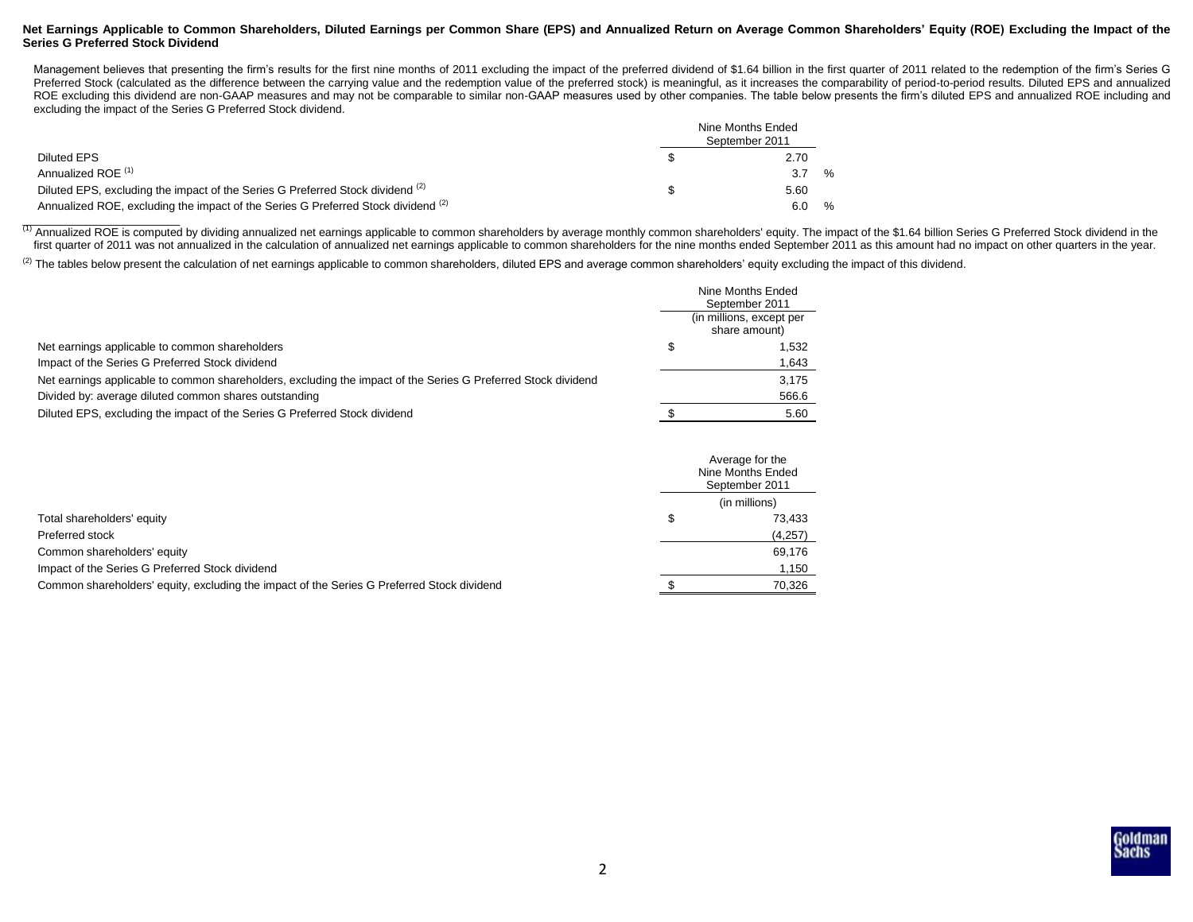**Net Earnings Applicable to Common Shareholders, Diluted Earnings per Common Share (EPS) and Annualized Return on Average Common Shareholders' Equity (ROE) Excluding the Impact of the Series G Preferred Stock Dividend**

Management believes that presenting the firm's results for the first nine months of 2011 excluding the impact of the preferred dividend of $1.64 billion in the first quarter of 2011 related to the redemption of the firm's Series G Preferred Stock (calculated as the difference between the carrying value and the redemption value of the preferred stock) is meaningful, as it increases the comparability of period-to-period results. Diluted EPS and annualized ROE excluding this dividend are non-GAAP measures and may not be comparable to similar non-GAAP measures used by other companies. The table below presents the firm's diluted EPS and annualized ROE including and excluding the impact of the Series G Preferred Stock dividend.

| | Nine Months Ended September 2011 |
|---|---|
| Diluted EPS | $ 2.70 |
| Annualized ROE [(1)] | 3.7 % |
| Diluted EPS, excluding the impact of the Series G Preferred Stock dividend [(2)] | $ 5.60 |
| Annualized ROE, excluding the impact of the Series G Preferred Stock dividend [(2)] | 6.0 % |

[(1)] Annualized ROE is computed by dividing annualized net earnings applicable to common shareholders by average monthly common shareholders' equity. The impact of the $1.64 billion Series G Preferred Stock dividend in the first quarter of 2011 was not annualized in the calculation of annualized net earnings applicable to common shareholders for the nine months ended September 2011 as this amount had no impact on other quarters in the year.

[(2)] The tables below present the calculation of net earnings applicable to common shareholders, diluted EPS and average common shareholders' equity excluding the impact of this dividend.

| | Nine Months Ended September 2011 (in millions, except per share amount) |
|---|---|
| Net earnings applicable to common shareholders | $ 1,532 |
| Impact of the Series G Preferred Stock dividend | 1,643 |
| Net earnings applicable to common shareholders, excluding the impact of the Series G Preferred Stock dividend | 3,175 |
| Divided by: average diluted common shares outstanding | 566.6 |
| Diluted EPS, excluding the impact of the Series G Preferred Stock dividend | $ 5.60 |

| | Average for the Nine Months Ended September 2011 (in millions) |
|---|---|
| Total shareholders' equity | $ 73,433 |
| Preferred stock | (4,257) |
| Common shareholders' equity | 69,176 |
| Impact of the Series G Preferred Stock dividend | 1,150 |
| Common shareholders' equity, excluding the impact of the Series G Preferred Stock dividend | $ 70,326 |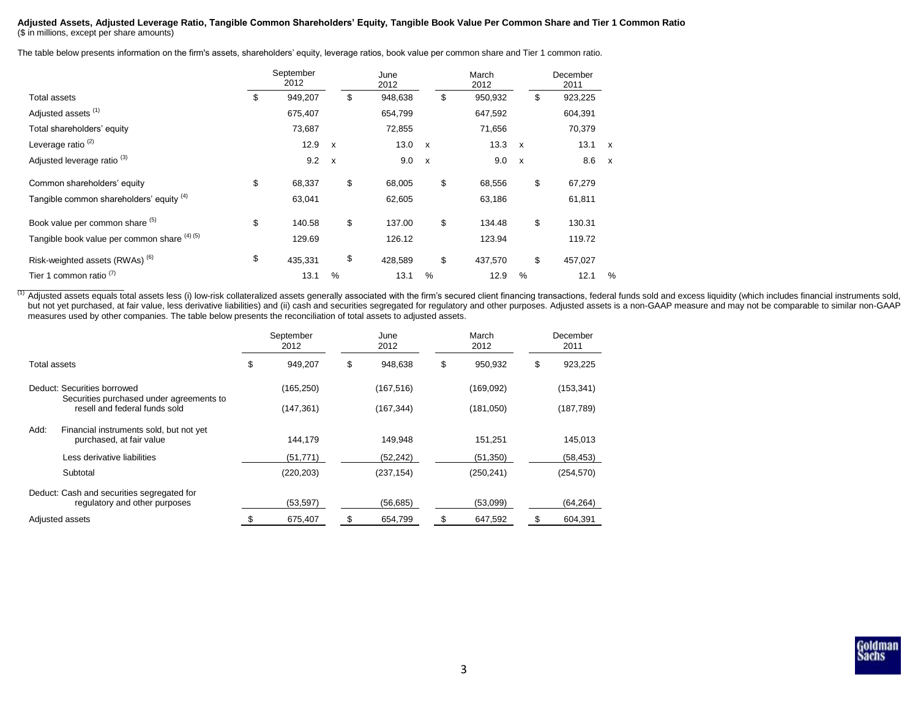**Adjusted Assets, Adjusted Leverage Ratio, Tangible Common Shareholders' Equity, Tangible Book Value Per Common Share and Tier 1 Common Ratio**
($ in millions, except per share amounts)

The table below presents information on the firm's assets, shareholders' equity, leverage ratios, book value per common share and Tier 1 common ratio.

| | September 2012 | June 2012 | March 2012 | December 2011 |
|---|---|---|---|---|
| Total assets | $ 949,207 | $ 948,638 | $ 950,932 | $ 923,225 |
| Adjusted assets [(1)] | 675,407 | 654,799 | 647,592 | 604,391 |
| Total shareholders' equity | 73,687 | 72,855 | 71,656 | 70,379 |
| Leverage ratio [(2)] | 12.9 x | 13.0 x | 13.3 x | 13.1 x |
| Adjusted leverage ratio [(3)] | 9.2 x | 9.0 x | 9.0 x | 8.6 x |
| Common shareholders' equity | $ 68,337 | $ 68,005 | $ 68,556 | $ 67,279 |
| Tangible common shareholders' equity [(4)] | 63,041 | 62,605 | 63,186 | 61,811 |
| Book value per common share [(5)] | $ 140.58 | $ 137.00 | $ 134.48 | $ 130.31 |
| Tangible book value per common share [(4) (5)] | 129.69 | 126.12 | 123.94 | 119.72 |
| Risk-weighted assets (RWAs) [(6)] | $ 435,331 | $ 428,589 | $ 437,570 | $ 457,027 |
| Tier 1 common ratio [(7)] | 13.1 % | 13.1 % | 12.9 % | 12.1 % |

[(1)] Adjusted assets equals total assets less (i) low-risk collateralized assets generally associated with the firm's secured client financing transactions, federal funds sold and excess liquidity (which includes financial instruments sold, but not yet purchased, at fair value, less derivative liabilities) and (ii) cash and securities segregated for regulatory and other purposes. Adjusted assets is a non-GAAP measure and may not be comparable to similar non-GAAP measures used by other companies. The table below presents the reconciliation of total assets to adjusted assets.

| | September 2012 | June 2012 | March 2012 | December 2011 |
|---|---|---|---|---|
| Total assets | $ 949,207 | $ 948,638 | $ 950,932 | $ 923,225 |
| Deduct: Securities borrowed | (165,250) | (167,516) | (169,092) | (153,341) |
| Securities purchased under agreements to resell and federal funds sold | (147,361) | (167,344) | (181,050) | (187,789) |
| Add: Financial instruments sold, but not yet purchased, at fair value | 144,179 | 149,948 | 151,251 | 145,013 |
| Less derivative liabilities | (51,771) | (52,242) | (51,350) | (58,453) |
| Subtotal | (220,203) | (237,154) | (250,241) | (254,570) |
| Deduct: Cash and securities segregated for regulatory and other purposes | (53,597) | (56,685) | (53,099) | (64,264) |
| Adjusted assets | $ 675,407 | $ 654,799 | $ 647,592 | $ 604,391 |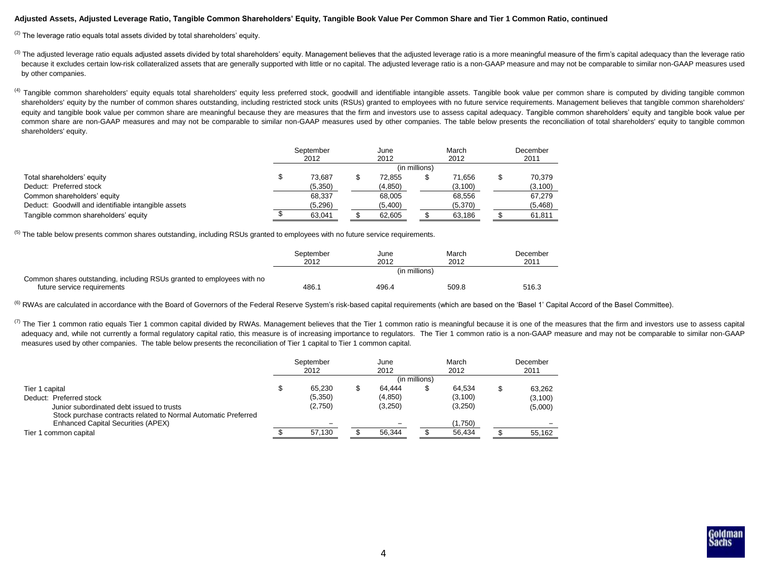**Adjusted Assets, Adjusted Leverage Ratio, Tangible Common Shareholders' Equity, Tangible Book Value Per Common Share and Tier 1 Common Ratio, continued**

(2) The leverage ratio equals total assets divided by total shareholders' equity.

(3) The adjusted leverage ratio equals adjusted assets divided by total shareholders' equity. Management believes that the adjusted leverage ratio is a more meaningful measure of the firm's capital adequacy than the leverage ratio because it excludes certain low-risk collateralized assets that are generally supported with little or no capital. The adjusted leverage ratio is a non-GAAP measure and may not be comparable to similar non-GAAP measures used by other companies.

(4) Tangible common shareholders' equity equals total shareholders' equity less preferred stock, goodwill and identifiable intangible assets. Tangible book value per common share is computed by dividing tangible common shareholders' equity by the number of common shares outstanding, including restricted stock units (RSUs) granted to employees with no future service requirements. Management believes that tangible common shareholders' equity and tangible book value per common share are meaningful because they are measures that the firm and investors use to assess capital adequacy. Tangible common shareholders' equity and tangible book value per common share are non-GAAP measures and may not be comparable to similar non-GAAP measures used by other companies. The table below presents the reconciliation of total shareholders' equity to tangible common shareholders' equity.

| | September 2012 | June 2012 | March 2012 | December 2011 |
|---|---|---|---|---|
| | | (in millions) | | |
| Total shareholders' equity | $ 73,687 | $ 72,855 | $ 71,656 | $ 70,379 |
| Deduct: Preferred stock | (5,350) | (4,850) | (3,100) | (3,100) |
| Common shareholders' equity | 68,337 | 68,005 | 68,556 | 67,279 |
| Deduct: Goodwill and identifiable intangible assets | (5,296) | (5,400) | (5,370) | (5,468) |
| Tangible common shareholders' equity | $ 63,041 | $ 62,605 | $ 63,186 | $ 61,811 |

(5) The table below presents common shares outstanding, including RSUs granted to employees with no future service requirements.

| | September 2012 | June 2012 | March 2012 | December 2011 |
|---|---|---|---|---|
| | | (in millions) | | |
| Common shares outstanding, including RSUs granted to employees with no future service requirements | 486.1 | 496.4 | 509.8 | 516.3 |

(6) RWAs are calculated in accordance with the Board of Governors of the Federal Reserve System's risk-based capital requirements (which are based on the 'Basel 1' Capital Accord of the Basel Committee).

(7) The Tier 1 common ratio equals Tier 1 common capital divided by RWAs. Management believes that the Tier 1 common ratio is meaningful because it is one of the measures that the firm and investors use to assess capital adequacy and, while not currently a formal regulatory capital ratio, this measure is of increasing importance to regulators. The Tier 1 common ratio is a non-GAAP measure and may not be comparable to similar non-GAAP measures used by other companies. The table below presents the reconciliation of Tier 1 capital to Tier 1 common capital.

| | September 2012 | June 2012 | March 2012 | December 2011 |
|---|---|---|---|---|
| | | (in millions) | | |
| Tier 1 capital | $ 65,230 | $ 64,444 | $ 64,534 | $ 63,262 |
| Deduct: Preferred stock | (5,350) | (4,850) | (3,100) | (3,100) |
| Junior subordinated debt issued to trusts | (2,750) | (3,250) | (3,250) | (5,000) |
| Stock purchase contracts related to Normal Automatic Preferred Enhanced Capital Securities (APEX) | – | – | (1,750) | – |
| Tier 1 common capital | $ 57,130 | $ 56,344 | $ 56,434 | $ 55,162 |